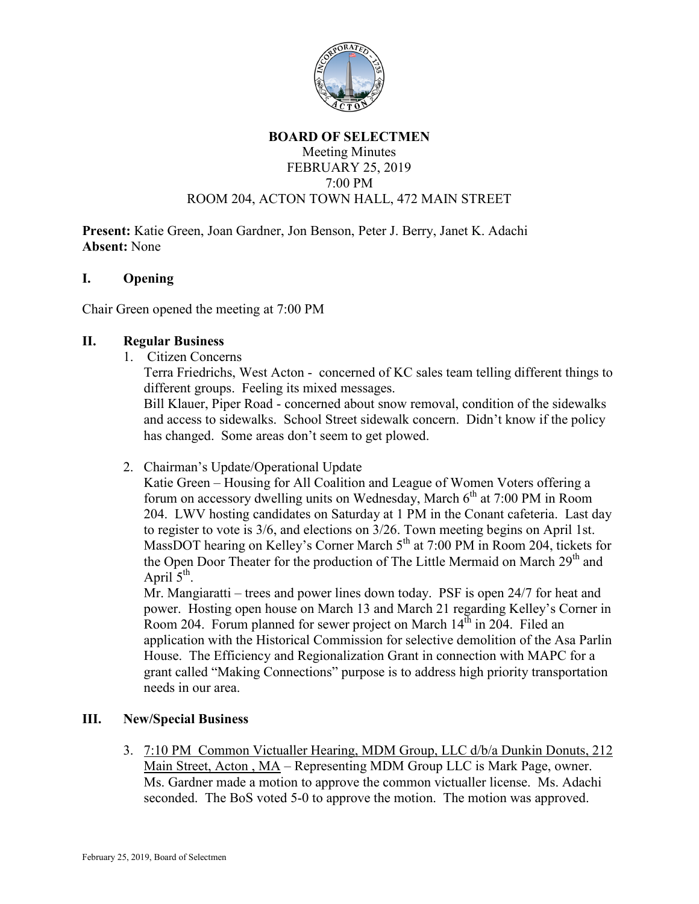# BOARD OF SELECTMEN

Meeting Minutes
FEBRUARY 25, 2019
7:00 PM
ROOM 204, ACTON TOWN HALL, 472 MAIN STREET

**Present:** Katie Green, Joan Gardner, Jon Benson, Peter J. Berry, Janet K. Adachi
**Absent:** None

## I. Opening

Chair Green opened the meeting at 7:00 PM

## II. Regular Business

1. Citizen Concerns
   Terra Friedrichs, West Acton - concerned of KC sales team telling different things to different groups. Feeling its mixed messages.
   Bill Klauer, Piper Road - concerned about snow removal, condition of the sidewalks and access to sidewalks. School Street sidewalk concern. Didn't know if the policy has changed. Some areas don't seem to get plowed.

2. Chairman's Update/Operational Update
   Katie Green – Housing for All Coalition and League of Women Voters offering a forum on accessory dwelling units on Wednesday, March 6th at 7:00 PM in Room 204. LWV hosting candidates on Saturday at 1 PM in the Conant cafeteria. Last day to register to vote is 3/6, and elections on 3/26. Town meeting begins on April 1st. MassDOT hearing on Kelley's Corner March 5th at 7:00 PM in Room 204, tickets for the Open Door Theater for the production of The Little Mermaid on March 29th and April 5th.
   Mr. Mangiaratti – trees and power lines down today. PSF is open 24/7 for heat and power. Hosting open house on March 13 and March 21 regarding Kelley's Corner in Room 204. Forum planned for sewer project on March 14th in 204. Filed an application with the Historical Commission for selective demolition of the Asa Parlin House. The Efficiency and Regionalization Grant in connection with MAPC for a grant called "Making Connections" purpose is to address high priority transportation needs in our area.

## III. New/Special Business

3. <u>7:10 PM Common Victualler Hearing, MDM Group, LLC d/b/a Dunkin Donuts, 212 Main Street, Acton , MA</u> – Representing MDM Group LLC is Mark Page, owner. Ms. Gardner made a motion to approve the common victualler license. Ms. Adachi seconded. The BoS voted 5-0 to approve the motion. The motion was approved.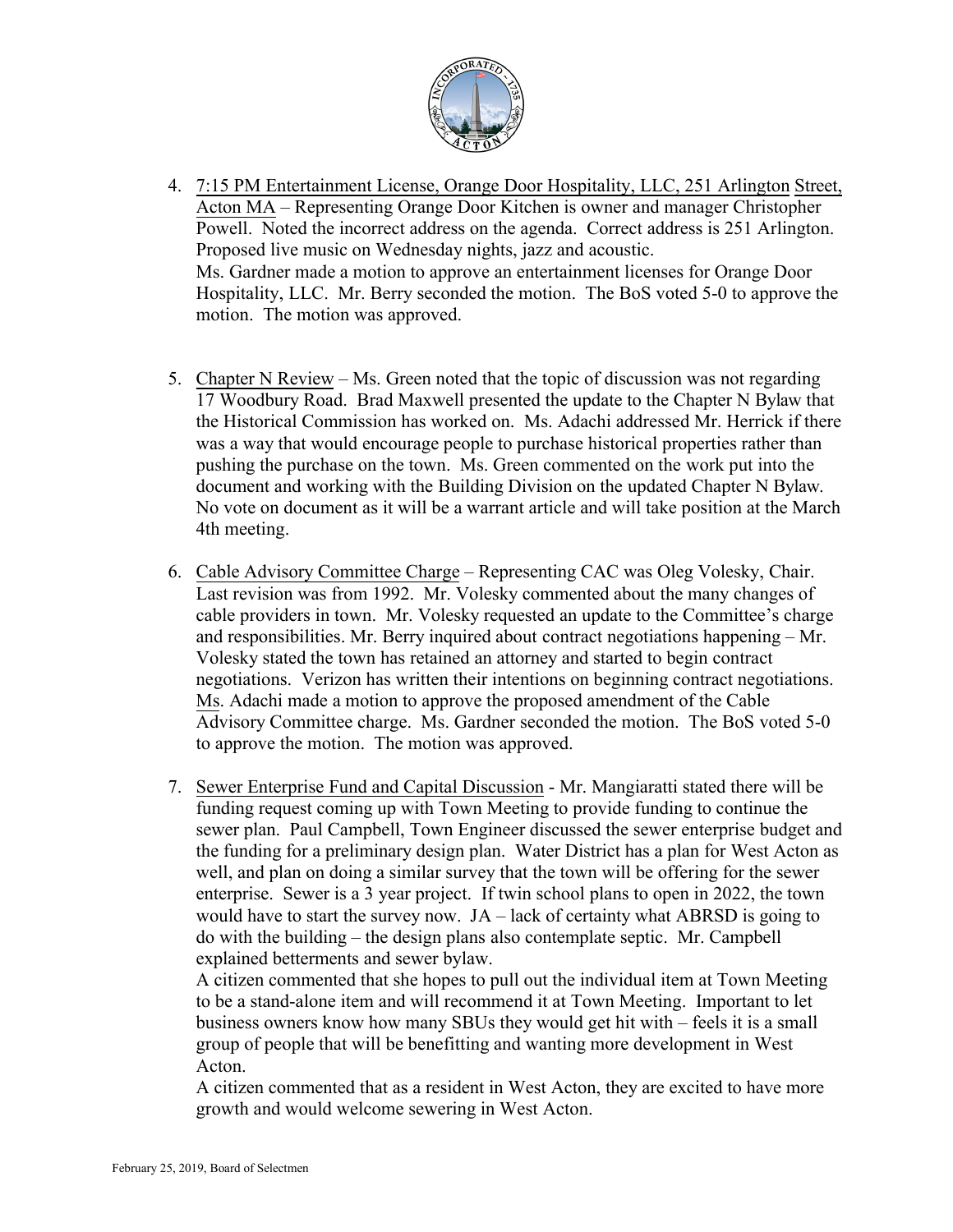4. 7:15 PM Entertainment License, Orange Door Hospitality, LLC, 251 Arlington Street, Acton MA – Representing Orange Door Kitchen is owner and manager Christopher Powell. Noted the incorrect address on the agenda. Correct address is 251 Arlington. Proposed live music on Wednesday nights, jazz and acoustic.
   Ms. Gardner made a motion to approve an entertainment licenses for Orange Door Hospitality, LLC. Mr. Berry seconded the motion. The BoS voted 5-0 to approve the motion. The motion was approved.

5. Chapter N Review – Ms. Green noted that the topic of discussion was not regarding 17 Woodbury Road. Brad Maxwell presented the update to the Chapter N Bylaw that the Historical Commission has worked on. Ms. Adachi addressed Mr. Herrick if there was a way that would encourage people to purchase historical properties rather than pushing the purchase on the town. Ms. Green commented on the work put into the document and working with the Building Division on the updated Chapter N Bylaw. No vote on document as it will be a warrant article and will take position at the March 4th meeting.

6. Cable Advisory Committee Charge – Representing CAC was Oleg Volesky, Chair. Last revision was from 1992. Mr. Volesky commented about the many changes of cable providers in town. Mr. Volesky requested an update to the Committee's charge and responsibilities. Mr. Berry inquired about contract negotiations happening – Mr. Volesky stated the town has retained an attorney and started to begin contract negotiations. Verizon has written their intentions on beginning contract negotiations. Ms. Adachi made a motion to approve the proposed amendment of the Cable Advisory Committee charge. Ms. Gardner seconded the motion. The BoS voted 5-0 to approve the motion. The motion was approved.

7. Sewer Enterprise Fund and Capital Discussion - Mr. Mangiaratti stated there will be funding request coming up with Town Meeting to provide funding to continue the sewer plan. Paul Campbell, Town Engineer discussed the sewer enterprise budget and the funding for a preliminary design plan. Water District has a plan for West Acton as well, and plan on doing a similar survey that the town will be offering for the sewer enterprise. Sewer is a 3 year project. If twin school plans to open in 2022, the town would have to start the survey now. JA – lack of certainty what ABRSD is going to do with the building – the design plans also contemplate septic. Mr. Campbell explained betterments and sewer bylaw.
   A citizen commented that she hopes to pull out the individual item at Town Meeting to be a stand-alone item and will recommend it at Town Meeting. Important to let business owners know how many SBUs they would get hit with – feels it is a small group of people that will be benefitting and wanting more development in West Acton.
   A citizen commented that as a resident in West Acton, they are excited to have more growth and would welcome sewering in West Acton.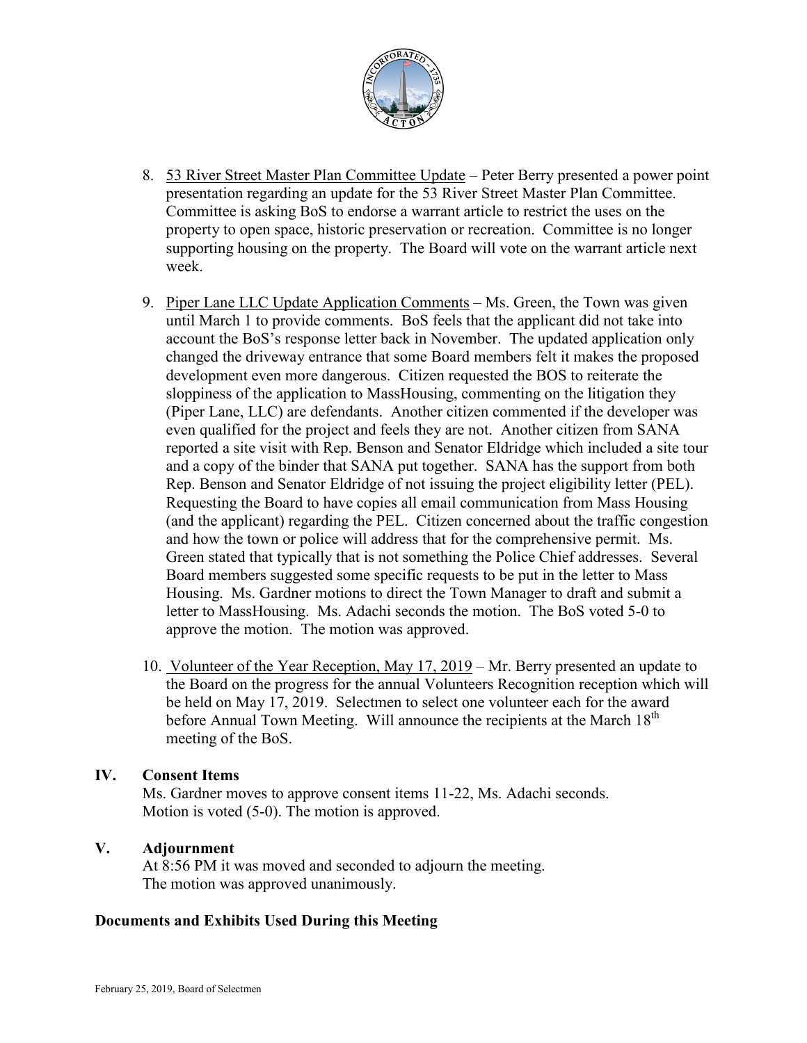8. 53 River Street Master Plan Committee Update – Peter Berry presented a power point presentation regarding an update for the 53 River Street Master Plan Committee. Committee is asking BoS to endorse a warrant article to restrict the uses on the property to open space, historic preservation or recreation. Committee is no longer supporting housing on the property. The Board will vote on the warrant article next week.

9. Piper Lane LLC Update Application Comments – Ms. Green, the Town was given until March 1 to provide comments. BoS feels that the applicant did not take into account the BoS's response letter back in November. The updated application only changed the driveway entrance that some Board members felt it makes the proposed development even more dangerous. Citizen requested the BOS to reiterate the sloppiness of the application to MassHousing, commenting on the litigation they (Piper Lane, LLC) are defendants. Another citizen commented if the developer was even qualified for the project and feels they are not. Another citizen from SANA reported a site visit with Rep. Benson and Senator Eldridge which included a site tour and a copy of the binder that SANA put together. SANA has the support from both Rep. Benson and Senator Eldridge of not issuing the project eligibility letter (PEL). Requesting the Board to have copies all email communication from Mass Housing (and the applicant) regarding the PEL. Citizen concerned about the traffic congestion and how the town or police will address that for the comprehensive permit. Ms. Green stated that typically that is not something the Police Chief addresses. Several Board members suggested some specific requests to be put in the letter to Mass Housing. Ms. Gardner motions to direct the Town Manager to draft and submit a letter to MassHousing. Ms. Adachi seconds the motion. The BoS voted 5-0 to approve the motion. The motion was approved.

10. Volunteer of the Year Reception, May 17, 2019 – Mr. Berry presented an update to the Board on the progress for the annual Volunteers Recognition reception which will be held on May 17, 2019. Selectmen to select one volunteer each for the award before Annual Town Meeting. Will announce the recipients at the March 18th meeting of the BoS.

## IV. Consent Items

Ms. Gardner moves to approve consent items 11-22, Ms. Adachi seconds. Motion is voted (5-0). The motion is approved.

## V. Adjournment

At 8:56 PM it was moved and seconded to adjourn the meeting. The motion was approved unanimously.

### Documents and Exhibits Used During this Meeting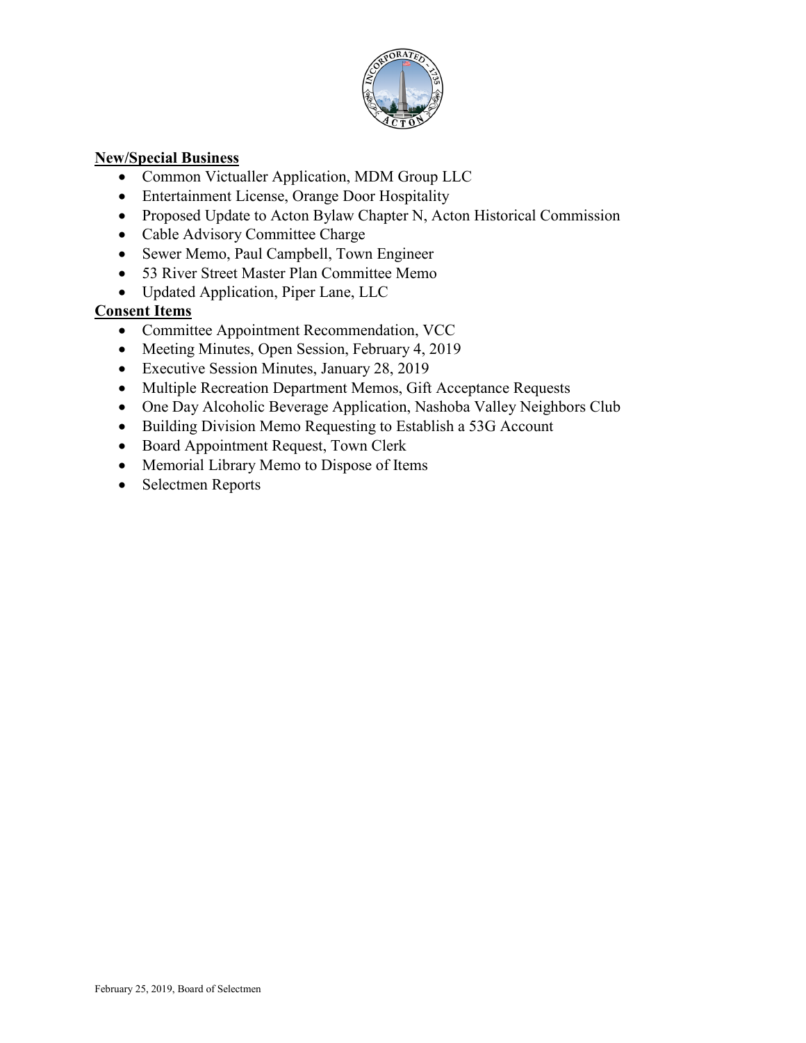**New/Special Business**

- Common Victualler Application, MDM Group LLC
- Entertainment License, Orange Door Hospitality
- Proposed Update to Acton Bylaw Chapter N, Acton Historical Commission
- Cable Advisory Committee Charge
- Sewer Memo, Paul Campbell, Town Engineer
- 53 River Street Master Plan Committee Memo
- Updated Application, Piper Lane, LLC

**Consent Items**

- Committee Appointment Recommendation, VCC
- Meeting Minutes, Open Session, February 4, 2019
- Executive Session Minutes, January 28, 2019
- Multiple Recreation Department Memos, Gift Acceptance Requests
- One Day Alcoholic Beverage Application, Nashoba Valley Neighbors Club
- Building Division Memo Requesting to Establish a 53G Account
- Board Appointment Request, Town Clerk
- Memorial Library Memo to Dispose of Items
- Selectmen Reports